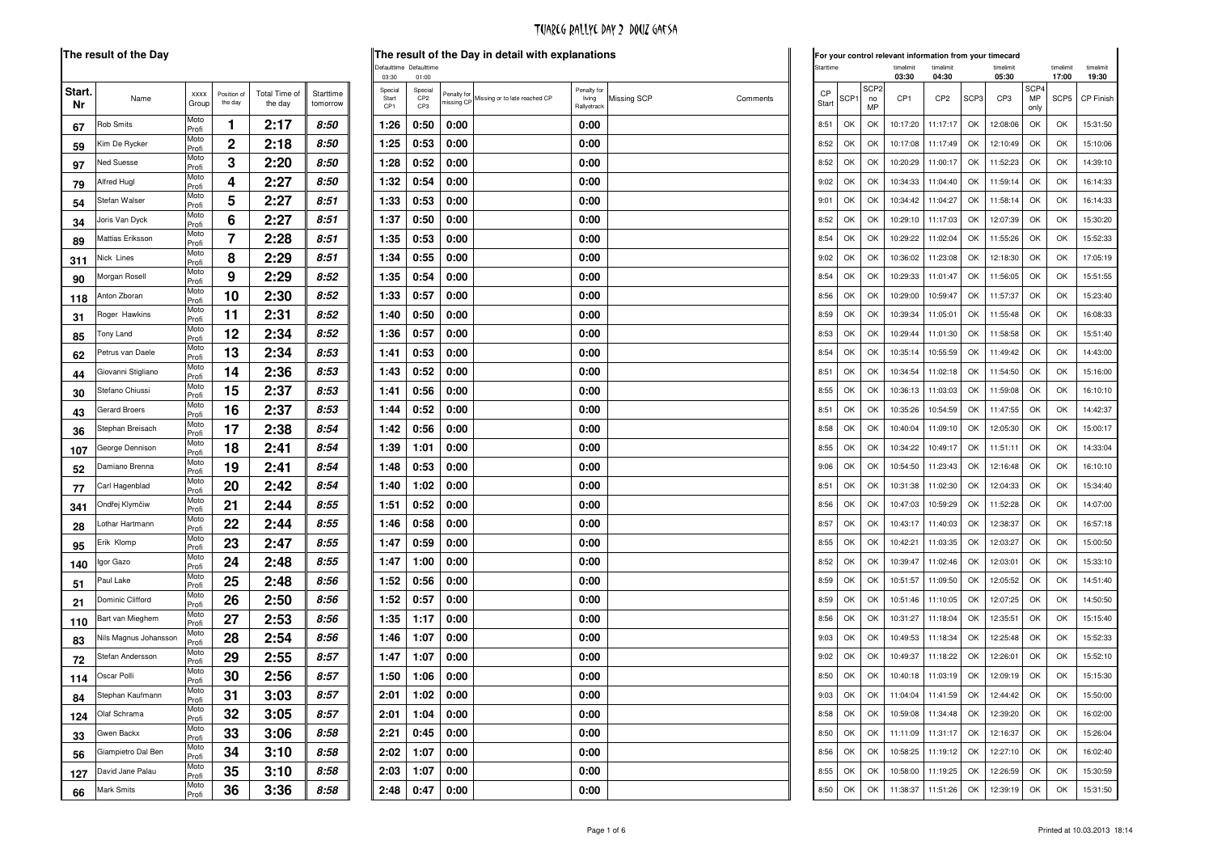# TUAREG RALLYE DAY 2 DOUZ GAFSA

## The result of the Day

| Start. Nr | Name | xxxx Group | Position of the day | Total Time of the day | Starttime tomorrow |
|---|---|---|---|---|---|
| 67 | Rob Smits | Moto Profi | 1 | 2:17 | 8:50 |
| 59 | Kim De Rycker | Moto Profi | 2 | 2:18 | 8:50 |
| 97 | Ned Suesse | Moto Profi | 3 | 2:20 | 8:50 |
| 79 | Alfred Hugl | Moto Profi | 4 | 2:27 | 8:50 |
| 54 | Stefan Walser | Moto Profi | 5 | 2:27 | 8:51 |
| 34 | Joris Van Dyck | Moto Profi | 6 | 2:27 | 8:51 |
| 89 | Mattias Eriksson | Moto Profi | 7 | 2:28 | 8:51 |
| 311 | Nick Lines | Moto Profi | 8 | 2:29 | 8:51 |
| 90 | Morgan Rosell | Moto Profi | 9 | 2:29 | 8:52 |
| 118 | Anton Zboran | Moto Profi | 10 | 2:30 | 8:52 |
| 31 | Roger Hawkins | Moto Profi | 11 | 2:31 | 8:52 |
| 85 | Tony Land | Moto Profi | 12 | 2:34 | 8:52 |
| 62 | Petrus van Daele | Moto Profi | 13 | 2:34 | 8:53 |
| 44 | Giovanni Stigliano | Moto Profi | 14 | 2:36 | 8:53 |
| 30 | Stefano Chiussi | Moto Profi | 15 | 2:37 | 8:53 |
| 43 | Gerard Broers | Moto Profi | 16 | 2:37 | 8:53 |
| 36 | Stephan Breisach | Moto Profi | 17 | 2:38 | 8:54 |
| 107 | George Dennison | Moto Profi | 18 | 2:41 | 8:54 |
| 52 | Damiano Brenna | Moto Profi | 19 | 2:41 | 8:54 |
| 77 | Carl Hagenblad | Moto Profi | 20 | 2:42 | 8:54 |
| 341 | Ondřej Klymčiw | Moto Profi | 21 | 2:44 | 8:55 |
| 28 | Lothar Hartmann | Moto Profi | 22 | 2:44 | 8:55 |
| 95 | Erik Klomp | Moto Profi | 23 | 2:47 | 8:55 |
| 140 | Igor Gazo | Moto Profi | 24 | 2:48 | 8:55 |
| 51 | Paul Lake | Moto Profi | 25 | 2:48 | 8:56 |
| 21 | Dominic Clifford | Moto Profi | 26 | 2:50 | 8:56 |
| 110 | Bart van Mieghem | Moto Profi | 27 | 2:53 | 8:56 |
| 83 | Nils Magnus Johansson | Moto Profi | 28 | 2:54 | 8:56 |
| 72 | Stefan Andersson | Moto Profi | 29 | 2:55 | 8:57 |
| 114 | Oscar Polli | Moto Profi | 30 | 2:56 | 8:57 |
| 84 | Stephan Kaufmann | Moto Profi | 31 | 3:03 | 8:57 |
| 124 | Olaf Schrama | Moto Profi | 32 | 3:05 | 8:57 |
| 33 | Gwen Backx | Moto Profi | 33 | 3:06 | 8:58 |
| 56 | Giampietro Dal Ben | Moto Profi | 34 | 3:10 | 8:58 |
| 127 | David Jane Palau | Moto Profi | 35 | 3:10 | 8:58 |
| 66 | Mark Smits | Moto Profi | 36 | 3:36 | 8:58 |

## The result of the Day in detail with explanations

| Special Start CP1 (Defaulttime 03:30) | Special CP2 CP3 (Defaulttime 01:00) | Penalty for missing CP | Missing or to late reached CP | Penalty for living Rallyetrack | Missing SCP | Comments |
|---|---|---|---|---|---|---|
| 1:26 | 0:50 | 0:00 | | 0:00 | | |
| 1:25 | 0:53 | 0:00 | | 0:00 | | |
| 1:28 | 0:52 | 0:00 | | 0:00 | | |
| 1:32 | 0:54 | 0:00 | | 0:00 | | |
| 1:33 | 0:53 | 0:00 | | 0:00 | | |
| 1:37 | 0:50 | 0:00 | | 0:00 | | |
| 1:35 | 0:53 | 0:00 | | 0:00 | | |
| 1:34 | 0:55 | 0:00 | | 0:00 | | |
| 1:35 | 0:54 | 0:00 | | 0:00 | | |
| 1:33 | 0:57 | 0:00 | | 0:00 | | |
| 1:40 | 0:50 | 0:00 | | 0:00 | | |
| 1:36 | 0:57 | 0:00 | | 0:00 | | |
| 1:41 | 0:53 | 0:00 | | 0:00 | | |
| 1:43 | 0:52 | 0:00 | | 0:00 | | |
| 1:41 | 0:56 | 0:00 | | 0:00 | | |
| 1:44 | 0:52 | 0:00 | | 0:00 | | |
| 1:42 | 0:56 | 0:00 | | 0:00 | | |
| 1:39 | 1:01 | 0:00 | | 0:00 | | |
| 1:48 | 0:53 | 0:00 | | 0:00 | | |
| 1:40 | 1:02 | 0:00 | | 0:00 | | |
| 1:51 | 0:52 | 0:00 | | 0:00 | | |
| 1:46 | 0:58 | 0:00 | | 0:00 | | |
| 1:47 | 0:59 | 0:00 | | 0:00 | | |
| 1:47 | 1:00 | 0:00 | | 0:00 | | |
| 1:52 | 0:56 | 0:00 | | 0:00 | | |
| 1:52 | 0:57 | 0:00 | | 0:00 | | |
| 1:35 | 1:17 | 0:00 | | 0:00 | | |
| 1:46 | 1:07 | 0:00 | | 0:00 | | |
| 1:47 | 1:07 | 0:00 | | 0:00 | | |
| 1:50 | 1:06 | 0:00 | | 0:00 | | |
| 2:01 | 1:02 | 0:00 | | 0:00 | | |
| 2:01 | 1:04 | 0:00 | | 0:00 | | |
| 2:21 | 0:45 | 0:00 | | 0:00 | | |
| 2:02 | 1:07 | 0:00 | | 0:00 | | |
| 2:03 | 1:07 | 0:00 | | 0:00 | | |
| 2:48 | 0:47 | 0:00 | | 0:00 | | |

## For your control relevant information from your timecard

| CP Start (Starttime) | SCP1 | SCP2 no MP | CP1 (timelimit 03:30) | CP2 (timelimit 04:30) | SCP3 | CP3 (timelimit 05:30) | SCP4 MP only | SCP5 (timelimit 17:00) | CP Finish (timelimit 19:30) |
|---|---|---|---|---|---|---|---|---|---|
| 8:51 | OK | OK | 10:17:20 | 11:17:17 | OK | 12:08:06 | OK | OK | 15:31:50 |
| 8:52 | OK | OK | 10:17:08 | 11:17:49 | OK | 12:10:49 | OK | OK | 15:10:06 |
| 8:52 | OK | OK | 10:20:29 | 11:00:17 | OK | 11:52:23 | OK | OK | 14:39:10 |
| 9:02 | OK | OK | 10:34:33 | 11:04:40 | OK | 11:59:14 | OK | OK | 16:14:33 |
| 9:01 | OK | OK | 10:34:42 | 11:04:27 | OK | 11:58:14 | OK | OK | 16:14:33 |
| 8:52 | OK | OK | 10:29:10 | 11:17:03 | OK | 12:07:39 | OK | OK | 15:30:20 |
| 8:54 | OK | OK | 10:29:22 | 11:02:04 | OK | 11:55:26 | OK | OK | 15:52:33 |
| 9:02 | OK | OK | 10:36:02 | 11:23:08 | OK | 12:18:30 | OK | OK | 17:05:19 |
| 8:54 | OK | OK | 10:29:33 | 11:01:47 | OK | 11:56:05 | OK | OK | 15:51:55 |
| 8:56 | OK | OK | 10:29:00 | 10:59:47 | OK | 11:57:37 | OK | OK | 15:23:40 |
| 8:59 | OK | OK | 10:39:34 | 11:05:01 | OK | 11:55:48 | OK | OK | 16:08:33 |
| 8:53 | OK | OK | 10:29:44 | 11:01:30 | OK | 11:58:58 | OK | OK | 15:51:40 |
| 8:54 | OK | OK | 10:35:14 | 10:55:59 | OK | 11:49:42 | OK | OK | 14:43:00 |
| 8:51 | OK | OK | 10:34:54 | 11:02:18 | OK | 11:54:50 | OK | OK | 15:16:00 |
| 8:55 | OK | OK | 10:36:13 | 11:03:03 | OK | 11:59:08 | OK | OK | 16:10:10 |
| 8:51 | OK | OK | 10:35:26 | 10:54:59 | OK | 11:47:55 | OK | OK | 14:42:37 |
| 8:58 | OK | OK | 10:40:04 | 11:09:10 | OK | 12:05:30 | OK | OK | 15:00:17 |
| 8:55 | OK | OK | 10:34:22 | 10:49:17 | OK | 11:51:11 | OK | OK | 14:33:04 |
| 9:06 | OK | OK | 10:54:50 | 11:23:43 | OK | 12:16:48 | OK | OK | 16:10:10 |
| 8:51 | OK | OK | 10:31:38 | 11:02:30 | OK | 12:04:33 | OK | OK | 15:34:40 |
| 8:56 | OK | OK | 10:47:03 | 10:59:29 | OK | 11:52:28 | OK | OK | 14:07:00 |
| 8:57 | OK | OK | 10:43:17 | 11:40:03 | OK | 12:38:37 | OK | OK | 16:57:18 |
| 8:55 | OK | OK | 10:42:21 | 11:03:35 | OK | 12:03:27 | OK | OK | 15:00:50 |
| 8:52 | OK | OK | 10:39:47 | 11:02:46 | OK | 12:03:01 | OK | OK | 15:33:10 |
| 8:59 | OK | OK | 10:51:57 | 11:09:50 | OK | 12:05:52 | OK | OK | 14:51:40 |
| 8:59 | OK | OK | 10:51:46 | 11:10:05 | OK | 12:07:25 | OK | OK | 14:50:50 |
| 8:56 | OK | OK | 10:31:27 | 11:18:04 | OK | 12:35:51 | OK | OK | 15:15:40 |
| 9:03 | OK | OK | 10:49:53 | 11:18:34 | OK | 12:25:48 | OK | OK | 15:52:33 |
| 9:02 | OK | OK | 10:49:37 | 11:18:22 | OK | 12:26:01 | OK | OK | 15:52:10 |
| 8:50 | OK | OK | 10:40:18 | 11:03:19 | OK | 12:09:19 | OK | OK | 15:15:30 |
| 9:03 | OK | OK | 11:04:04 | 11:41:59 | OK | 12:44:42 | OK | OK | 15:50:00 |
| 8:58 | OK | OK | 10:59:08 | 11:34:48 | OK | 12:39:20 | OK | OK | 16:02:00 |
| 8:50 | OK | OK | 11:11:09 | 11:31:17 | OK | 12:16:37 | OK | OK | 15:26:04 |
| 8:56 | OK | OK | 10:58:25 | 11:19:12 | OK | 12:27:10 | OK | OK | 16:02:40 |
| 8:55 | OK | OK | 10:58:00 | 11:19:25 | OK | 12:26:59 | OK | OK | 15:30:59 |
| 8:50 | OK | OK | 11:38:37 | 11:51:26 | OK | 12:39:19 | OK | OK | 15:31:50 |

Printed at 10.03.2013 18:14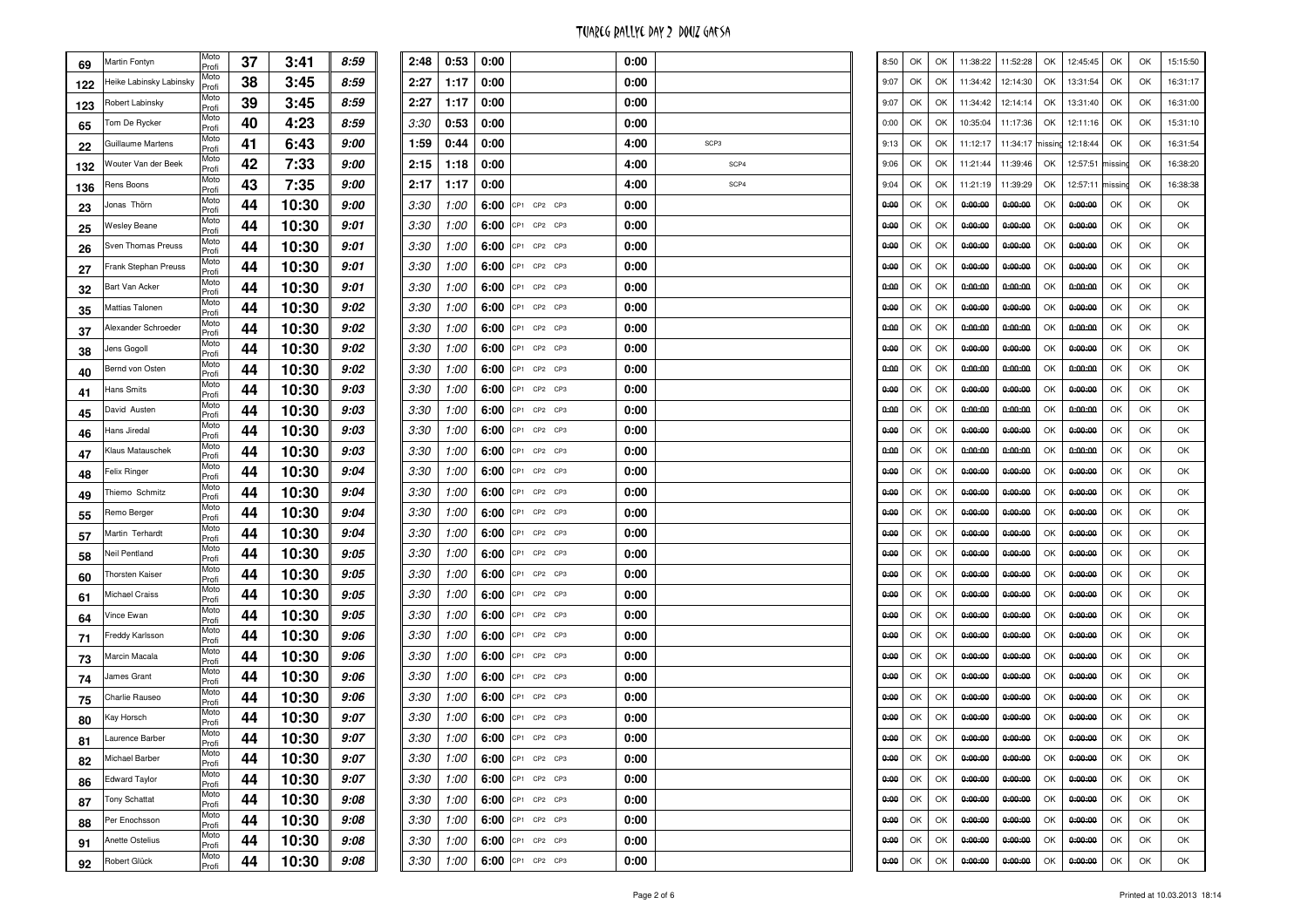# TUAREG RALLYE DAY 2 DOUZ GAFSA

| | | | | | | | | | | | | | | | | | | | | | | |
|---|---|---|---|---|---|---|---|---|---|---|---|---|---|---|---|---|---|---|---|---|---|---|
| 69 | Martin Fontyn | Moto Profi | 37 | 3:41 | 8:59 | 2:48 | 0:53 | 0:00 | | 0:00 | | 8:50 | OK | OK | 11:38:22 | 11:52:28 | OK | 12:45:45 | OK | OK | 15:15:50 |
| 122 | Heike Labinsky Labinsky | Moto Profi | 38 | 3:45 | 8:59 | 2:27 | 1:17 | 0:00 | | 0:00 | | 9:07 | OK | OK | 11:34:42 | 12:14:30 | OK | 13:31:54 | OK | OK | 16:31:17 |
| 123 | Robert Labinsky | Moto Profi | 39 | 3:45 | 8:59 | 2:27 | 1:17 | 0:00 | | 0:00 | | 9:07 | OK | OK | 11:34:42 | 12:14:14 | OK | 13:31:40 | OK | OK | 16:31:00 |
| 65 | Tom De Rycker | Moto Profi | 40 | 4:23 | 8:59 | 3:30 | 0:53 | 0:00 | | 0:00 | | 0:00 | OK | OK | 10:35:04 | 11:17:36 | OK | 12:11:16 | OK | OK | 15:31:10 |
| 22 | Guillaume Martens | Moto Profi | 41 | 6:43 | 9:00 | 1:59 | 0:44 | 0:00 | | 4:00 | SCP3 | 9:13 | OK | OK | 11:12:17 | 11:34:17 | missing | 12:18:44 | OK | OK | 16:31:54 |
| 132 | Wouter Van der Beek | Moto Profi | 42 | 7:33 | 9:00 | 2:15 | 1:18 | 0:00 | | 4:00 | SCP4 | 9:06 | OK | OK | 11:21:44 | 11:39:46 | OK | 12:57:51 | missing | OK | 16:38:20 |
| 136 | Rens Boons | Moto Profi | 43 | 7:35 | 9:00 | 2:17 | 1:17 | 0:00 | | 4:00 | SCP4 | 9:04 | OK | OK | 11:21:19 | 11:39:29 | OK | 12:57:11 | missing | OK | 16:38:38 |
| 23 | Jonas Thörn | Moto Profi | 44 | 10:30 | 9:00 | 3:30 | 1:00 | 6:00 | CP1 CP2 CP3 | 0:00 | | 0:00 | OK | OK | 0:00:00 | 0:00:00 | OK | 0:00:00 | OK | OK | OK |
| 25 | Wesley Beane | Moto Profi | 44 | 10:30 | 9:01 | 3:30 | 1:00 | 6:00 | CP1 CP2 CP3 | 0:00 | | 0:00 | OK | OK | 0:00:00 | 0:00:00 | OK | 0:00:00 | OK | OK | OK |
| 26 | Sven Thomas Preuss | Moto Profi | 44 | 10:30 | 9:01 | 3:30 | 1:00 | 6:00 | CP1 CP2 CP3 | 0:00 | | 0:00 | OK | OK | 0:00:00 | 0:00:00 | OK | 0:00:00 | OK | OK | OK |
| 27 | Frank Stephan Preuss | Moto Profi | 44 | 10:30 | 9:01 | 3:30 | 1:00 | 6:00 | CP1 CP2 CP3 | 0:00 | | 0:00 | OK | OK | 0:00:00 | 0:00:00 | OK | 0:00:00 | OK | OK | OK |
| 32 | Bart Van Acker | Moto Profi | 44 | 10:30 | 9:01 | 3:30 | 1:00 | 6:00 | CP1 CP2 CP3 | 0:00 | | 0:00 | OK | OK | 0:00:00 | 0:00:00 | OK | 0:00:00 | OK | OK | OK |
| 35 | Mattias Talonen | Moto Profi | 44 | 10:30 | 9:02 | 3:30 | 1:00 | 6:00 | CP1 CP2 CP3 | 0:00 | | 0:00 | OK | OK | 0:00:00 | 0:00:00 | OK | 0:00:00 | OK | OK | OK |
| 37 | Alexander Schroeder | Moto Profi | 44 | 10:30 | 9:02 | 3:30 | 1:00 | 6:00 | CP1 CP2 CP3 | 0:00 | | 0:00 | OK | OK | 0:00:00 | 0:00:00 | OK | 0:00:00 | OK | OK | OK |
| 38 | Jens Gogoll | Moto Profi | 44 | 10:30 | 9:02 | 3:30 | 1:00 | 6:00 | CP1 CP2 CP3 | 0:00 | | 0:00 | OK | OK | 0:00:00 | 0:00:00 | OK | 0:00:00 | OK | OK | OK |
| 40 | Bernd von Osten | Moto Profi | 44 | 10:30 | 9:02 | 3:30 | 1:00 | 6:00 | CP1 CP2 CP3 | 0:00 | | 0:00 | OK | OK | 0:00:00 | 0:00:00 | OK | 0:00:00 | OK | OK | OK |
| 41 | Hans Smits | Moto Profi | 44 | 10:30 | 9:03 | 3:30 | 1:00 | 6:00 | CP1 CP2 CP3 | 0:00 | | 0:00 | OK | OK | 0:00:00 | 0:00:00 | OK | 0:00:00 | OK | OK | OK |
| 45 | David Austen | Moto Profi | 44 | 10:30 | 9:03 | 3:30 | 1:00 | 6:00 | CP1 CP2 CP3 | 0:00 | | 0:00 | OK | OK | 0:00:00 | 0:00:00 | OK | 0:00:00 | OK | OK | OK |
| 46 | Hans Jiredal | Moto Profi | 44 | 10:30 | 9:03 | 3:30 | 1:00 | 6:00 | CP1 CP2 CP3 | 0:00 | | 0:00 | OK | OK | 0:00:00 | 0:00:00 | OK | 0:00:00 | OK | OK | OK |
| 47 | Klaus Matauschek | Moto Profi | 44 | 10:30 | 9:03 | 3:30 | 1:00 | 6:00 | CP1 CP2 CP3 | 0:00 | | 0:00 | OK | OK | 0:00:00 | 0:00:00 | OK | 0:00:00 | OK | OK | OK |
| 48 | Felix Ringer | Moto Profi | 44 | 10:30 | 9:04 | 3:30 | 1:00 | 6:00 | CP1 CP2 CP3 | 0:00 | | 0:00 | OK | OK | 0:00:00 | 0:00:00 | OK | 0:00:00 | OK | OK | OK |
| 49 | Thiemo Schmitz | Moto Profi | 44 | 10:30 | 9:04 | 3:30 | 1:00 | 6:00 | CP1 CP2 CP3 | 0:00 | | 0:00 | OK | OK | 0:00:00 | 0:00:00 | OK | 0:00:00 | OK | OK | OK |
| 55 | Remo Berger | Moto Profi | 44 | 10:30 | 9:04 | 3:30 | 1:00 | 6:00 | CP1 CP2 CP3 | 0:00 | | 0:00 | OK | OK | 0:00:00 | 0:00:00 | OK | 0:00:00 | OK | OK | OK |
| 57 | Martin Terhardt | Moto Profi | 44 | 10:30 | 9:04 | 3:30 | 1:00 | 6:00 | CP1 CP2 CP3 | 0:00 | | 0:00 | OK | OK | 0:00:00 | 0:00:00 | OK | 0:00:00 | OK | OK | OK |
| 58 | Neil Pentland | Moto Profi | 44 | 10:30 | 9:05 | 3:30 | 1:00 | 6:00 | CP1 CP2 CP3 | 0:00 | | 0:00 | OK | OK | 0:00:00 | 0:00:00 | OK | 0:00:00 | OK | OK | OK |
| 60 | Thorsten Kaiser | Moto Profi | 44 | 10:30 | 9:05 | 3:30 | 1:00 | 6:00 | CP1 CP2 CP3 | 0:00 | | 0:00 | OK | OK | 0:00:00 | 0:00:00 | OK | 0:00:00 | OK | OK | OK |
| 61 | Michael Craiss | Moto Profi | 44 | 10:30 | 9:05 | 3:30 | 1:00 | 6:00 | CP1 CP2 CP3 | 0:00 | | 0:00 | OK | OK | 0:00:00 | 0:00:00 | OK | 0:00:00 | OK | OK | OK |
| 64 | Vince Ewan | Moto Profi | 44 | 10:30 | 9:05 | 3:30 | 1:00 | 6:00 | CP1 CP2 CP3 | 0:00 | | 0:00 | OK | OK | 0:00:00 | 0:00:00 | OK | 0:00:00 | OK | OK | OK |
| 71 | Freddy Karlsson | Moto Profi | 44 | 10:30 | 9:06 | 3:30 | 1:00 | 6:00 | CP1 CP2 CP3 | 0:00 | | 0:00 | OK | OK | 0:00:00 | 0:00:00 | OK | 0:00:00 | OK | OK | OK |
| 73 | Marcin Macala | Moto Profi | 44 | 10:30 | 9:06 | 3:30 | 1:00 | 6:00 | CP1 CP2 CP3 | 0:00 | | 0:00 | OK | OK | 0:00:00 | 0:00:00 | OK | 0:00:00 | OK | OK | OK |
| 74 | James Grant | Moto Profi | 44 | 10:30 | 9:06 | 3:30 | 1:00 | 6:00 | CP1 CP2 CP3 | 0:00 | | 0:00 | OK | OK | 0:00:00 | 0:00:00 | OK | 0:00:00 | OK | OK | OK |
| 75 | Charlie Rauseo | Moto Profi | 44 | 10:30 | 9:06 | 3:30 | 1:00 | 6:00 | CP1 CP2 CP3 | 0:00 | | 0:00 | OK | OK | 0:00:00 | 0:00:00 | OK | 0:00:00 | OK | OK | OK |
| 80 | Kay Horsch | Moto Profi | 44 | 10:30 | 9:07 | 3:30 | 1:00 | 6:00 | CP1 CP2 CP3 | 0:00 | | 0:00 | OK | OK | 0:00:00 | 0:00:00 | OK | 0:00:00 | OK | OK | OK |
| 81 | Laurence Barber | Moto Profi | 44 | 10:30 | 9:07 | 3:30 | 1:00 | 6:00 | CP1 CP2 CP3 | 0:00 | | 0:00 | OK | OK | 0:00:00 | 0:00:00 | OK | 0:00:00 | OK | OK | OK |
| 82 | Michael Barber | Moto Profi | 44 | 10:30 | 9:07 | 3:30 | 1:00 | 6:00 | CP1 CP2 CP3 | 0:00 | | 0:00 | OK | OK | 0:00:00 | 0:00:00 | OK | 0:00:00 | OK | OK | OK |
| 86 | Edward Taylor | Moto Profi | 44 | 10:30 | 9:07 | 3:30 | 1:00 | 6:00 | CP1 CP2 CP3 | 0:00 | | 0:00 | OK | OK | 0:00:00 | 0:00:00 | OK | 0:00:00 | OK | OK | OK |
| 87 | Tony Schattat | Moto Profi | 44 | 10:30 | 9:08 | 3:30 | 1:00 | 6:00 | CP1 CP2 CP3 | 0:00 | | 0:00 | OK | OK | 0:00:00 | 0:00:00 | OK | 0:00:00 | OK | OK | OK |
| 88 | Per Enochsson | Moto Profi | 44 | 10:30 | 9:08 | 3:30 | 1:00 | 6:00 | CP1 CP2 CP3 | 0:00 | | 0:00 | OK | OK | 0:00:00 | 0:00:00 | OK | 0:00:00 | OK | OK | OK |
| 91 | Anette Ostelius | Moto Profi | 44 | 10:30 | 9:08 | 3:30 | 1:00 | 6:00 | CP1 CP2 CP3 | 0:00 | | 0:00 | OK | OK | 0:00:00 | 0:00:00 | OK | 0:00:00 | OK | OK | OK |
| 92 | Robert Glück | Moto Profi | 44 | 10:30 | 9:08 | 3:30 | 1:00 | 6:00 | CP1 CP2 CP3 | 0:00 | | 0:00 | OK | OK | 0:00:00 | 0:00:00 | OK | 0:00:00 | OK | OK | OK |

Printed at 10.03.2013 18:14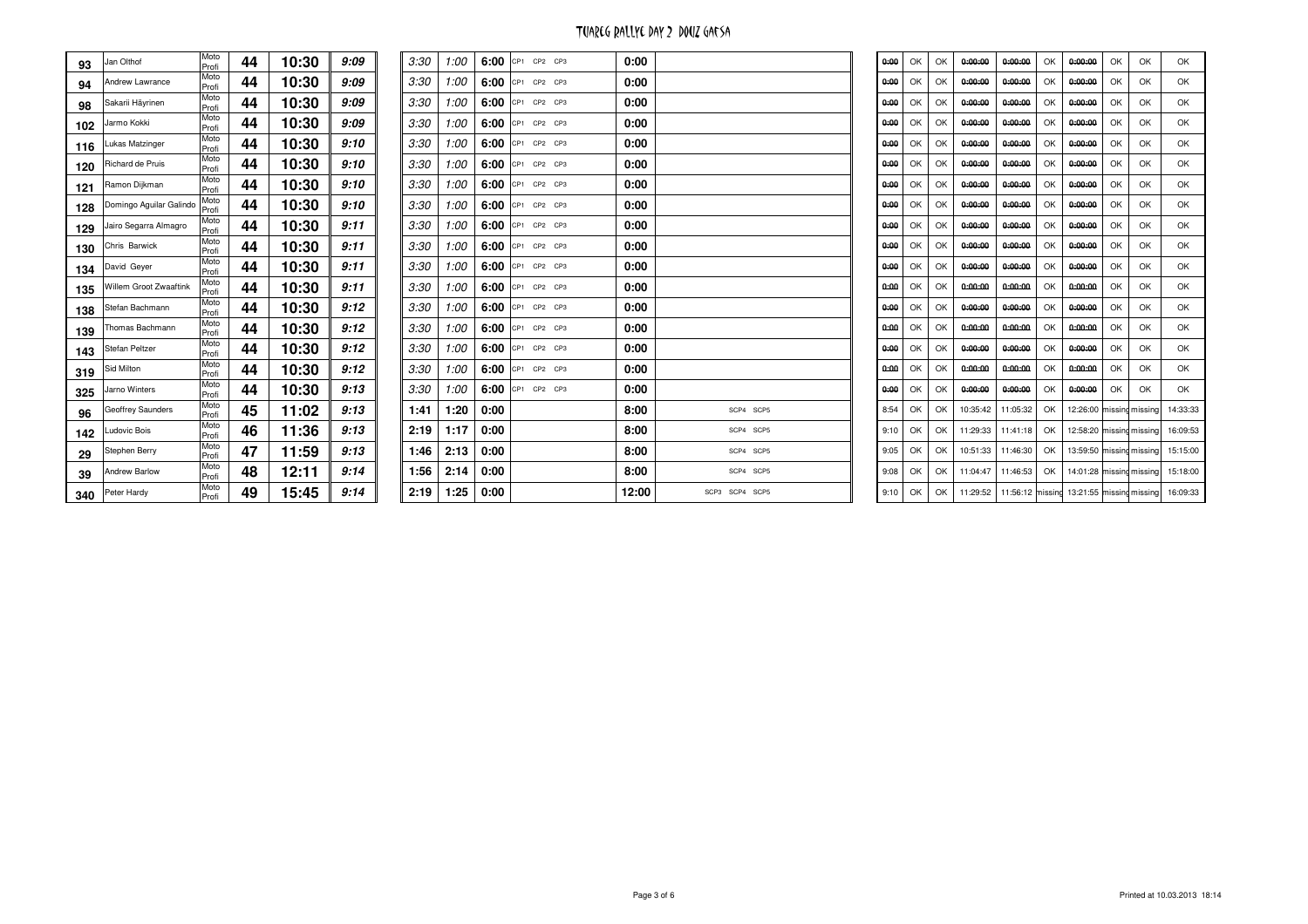# TUAREG RALLYE DAY 2 DOUZ GAFSA

| | | | | | | | | | | | | | | | | | | | | | | |
|---|---|---|---|---|---|---|---|---|---|---|---|---|---|---|---|---|---|---|---|---|---|---|
| 93 | Jan Olthof | Moto Profi | 44 | 10:30 | 9:09 | 3:30 | 1:00 | 6:00 | CP1 CP2 CP3 | 0:00 | | 0:00 | OK | OK | 0:00:00 | 0:00:00 | OK | 0:00:00 | OK | OK | OK |
| 94 | Andrew Lawrance | Moto Profi | 44 | 10:30 | 9:09 | 3:30 | 1:00 | 6:00 | CP1 CP2 CP3 | 0:00 | | 0:00 | OK | OK | 0:00:00 | 0:00:00 | OK | 0:00:00 | OK | OK | OK |
| 98 | Sakarii Häyrinen | Moto Profi | 44 | 10:30 | 9:09 | 3:30 | 1:00 | 6:00 | CP1 CP2 CP3 | 0:00 | | 0:00 | OK | OK | 0:00:00 | 0:00:00 | OK | 0:00:00 | OK | OK | OK |
| 102 | Jarmo Kokki | Moto Profi | 44 | 10:30 | 9:09 | 3:30 | 1:00 | 6:00 | CP1 CP2 CP3 | 0:00 | | 0:00 | OK | OK | 0:00:00 | 0:00:00 | OK | 0:00:00 | OK | OK | OK |
| 116 | Lukas Matzinger | Moto Profi | 44 | 10:30 | 9:10 | 3:30 | 1:00 | 6:00 | CP1 CP2 CP3 | 0:00 | | 0:00 | OK | OK | 0:00:00 | 0:00:00 | OK | 0:00:00 | OK | OK | OK |
| 120 | Richard de Pruis | Moto Profi | 44 | 10:30 | 9:10 | 3:30 | 1:00 | 6:00 | CP1 CP2 CP3 | 0:00 | | 0:00 | OK | OK | 0:00:00 | 0:00:00 | OK | 0:00:00 | OK | OK | OK |
| 121 | Ramon Dijkman | Moto Profi | 44 | 10:30 | 9:10 | 3:30 | 1:00 | 6:00 | CP1 CP2 CP3 | 0:00 | | 0:00 | OK | OK | 0:00:00 | 0:00:00 | OK | 0:00:00 | OK | OK | OK |
| 128 | Domingo Aguilar Galindo | Moto Profi | 44 | 10:30 | 9:10 | 3:30 | 1:00 | 6:00 | CP1 CP2 CP3 | 0:00 | | 0:00 | OK | OK | 0:00:00 | 0:00:00 | OK | 0:00:00 | OK | OK | OK |
| 129 | Jairo Segarra Almagro | Moto Profi | 44 | 10:30 | 9:11 | 3:30 | 1:00 | 6:00 | CP1 CP2 CP3 | 0:00 | | 0:00 | OK | OK | 0:00:00 | 0:00:00 | OK | 0:00:00 | OK | OK | OK |
| 130 | Chris Barwick | Moto Profi | 44 | 10:30 | 9:11 | 3:30 | 1:00 | 6:00 | CP1 CP2 CP3 | 0:00 | | 0:00 | OK | OK | 0:00:00 | 0:00:00 | OK | 0:00:00 | OK | OK | OK |
| 134 | David Geyer | Moto Profi | 44 | 10:30 | 9:11 | 3:30 | 1:00 | 6:00 | CP1 CP2 CP3 | 0:00 | | 0:00 | OK | OK | 0:00:00 | 0:00:00 | OK | 0:00:00 | OK | OK | OK |
| 135 | Willem Groot Zwaaftink | Moto Profi | 44 | 10:30 | 9:11 | 3:30 | 1:00 | 6:00 | CP1 CP2 CP3 | 0:00 | | 0:00 | OK | OK | 0:00:00 | 0:00:00 | OK | 0:00:00 | OK | OK | OK |
| 138 | Stefan Bachmann | Moto Profi | 44 | 10:30 | 9:12 | 3:30 | 1:00 | 6:00 | CP1 CP2 CP3 | 0:00 | | 0:00 | OK | OK | 0:00:00 | 0:00:00 | OK | 0:00:00 | OK | OK | OK |
| 139 | Thomas Bachmann | Moto Profi | 44 | 10:30 | 9:12 | 3:30 | 1:00 | 6:00 | CP1 CP2 CP3 | 0:00 | | 0:00 | OK | OK | 0:00:00 | 0:00:00 | OK | 0:00:00 | OK | OK | OK |
| 143 | Stefan Peltzer | Moto Profi | 44 | 10:30 | 9:12 | 3:30 | 1:00 | 6:00 | CP1 CP2 CP3 | 0:00 | | 0:00 | OK | OK | 0:00:00 | 0:00:00 | OK | 0:00:00 | OK | OK | OK |
| 319 | Sid Milton | Moto Profi | 44 | 10:30 | 9:12 | 3:30 | 1:00 | 6:00 | CP1 CP2 CP3 | 0:00 | | 0:00 | OK | OK | 0:00:00 | 0:00:00 | OK | 0:00:00 | OK | OK | OK |
| 325 | Jarno Winters | Moto Profi | 44 | 10:30 | 9:13 | 3:30 | 1:00 | 6:00 | CP1 CP2 CP3 | 0:00 | | 0:00 | OK | OK | 0:00:00 | 0:00:00 | OK | 0:00:00 | OK | OK | OK |
| 96 | Geoffrey Saunders | Moto Profi | 45 | 11:02 | 9:13 | 1:41 | 1:20 | 0:00 | | 8:00 | SCP4 SCP5 | 8:54 | OK | OK | 10:35:42 | 11:05:32 | OK | 12:26:00 | missing | missing | 14:33:33 |
| 142 | Ludovic Bois | Moto Profi | 46 | 11:36 | 9:13 | 2:19 | 1:17 | 0:00 | | 8:00 | SCP4 SCP5 | 9:10 | OK | OK | 11:29:33 | 11:41:18 | OK | 12:58:20 | missing | missing | 16:09:53 |
| 29 | Stephen Berry | Moto Profi | 47 | 11:59 | 9:13 | 1:46 | 2:13 | 0:00 | | 8:00 | SCP4 SCP5 | 9:05 | OK | OK | 10:51:33 | 11:46:30 | OK | 13:59:50 | missing | missing | 15:15:00 |
| 39 | Andrew Barlow | Moto Profi | 48 | 12:11 | 9:14 | 1:56 | 2:14 | 0:00 | | 8:00 | SCP4 SCP5 | 9:08 | OK | OK | 11:04:47 | 11:46:53 | OK | 14:01:28 | missing | missing | 15:18:00 |
| 340 | Peter Hardy | Moto Profi | 49 | 15:45 | 9:14 | 2:19 | 1:25 | 0:00 | | 12:00 | SCP3 SCP4 SCP5 | 9:10 | OK | OK | 11:29:52 | 11:56:12 | missing | 13:21:55 | missing | missing | 16:09:33 |

Printed at 10.03.2013 18:14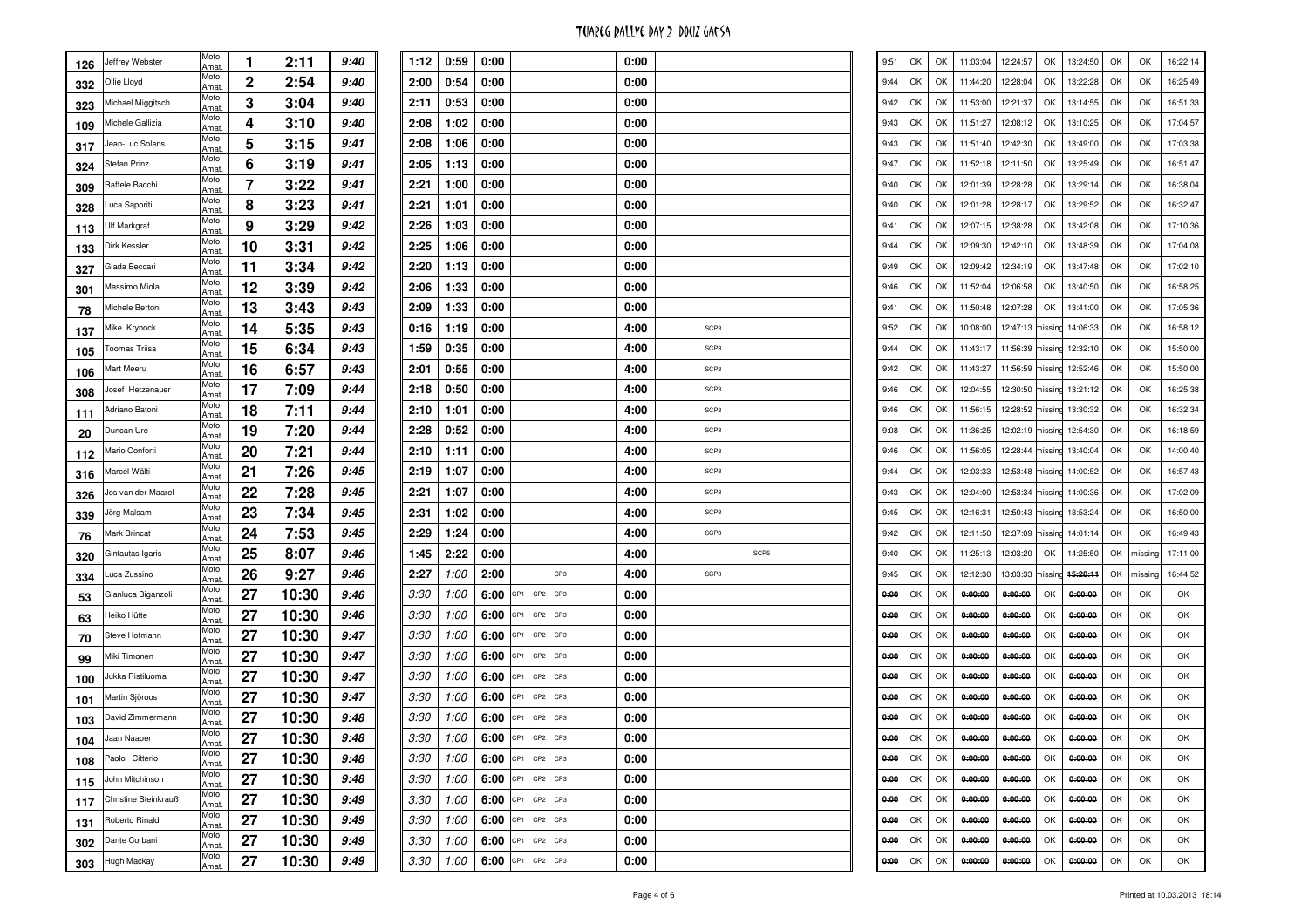# TUAREG RALLYE DAY 2 DOUZ GAFSA

| | | | | | | | | | | | | | | | | | | | | | |
|---|---|---|---|---|---|---|---|---|---|---|---|---|---|---|---|---|---|---|---|---|---|
| 126 | Jeffrey Webster | Moto Amat. | 1 | 2:11 | *9:40* | 1:12 | 0:59 | 0:00 | | 0:00 | | 9:51 | OK | OK | 11:03:04 | 12:24:57 | OK | 13:24:50 | OK | OK | 16:22:14 |
| 332 | Ollie Lloyd | Moto Amat. | 2 | 2:54 | *9:40* | 2:00 | 0:54 | 0:00 | | 0:00 | | 9:44 | OK | OK | 11:44:20 | 12:28:04 | OK | 13:22:28 | OK | OK | 16:25:49 |
| 323 | Michael Miggitsch | Moto Amat. | 3 | 3:04 | *9:40* | 2:11 | 0:53 | 0:00 | | 0:00 | | 9:42 | OK | OK | 11:53:00 | 12:21:37 | OK | 13:14:55 | OK | OK | 16:51:33 |
| 109 | Michele Gallizia | Moto Amat. | 4 | 3:10 | *9:40* | 2:08 | 1:02 | 0:00 | | 0:00 | | 9:43 | OK | OK | 11:51:27 | 12:08:12 | OK | 13:10:25 | OK | OK | 17:04:57 |
| 317 | Jean-Luc Solans | Moto Amat. | 5 | 3:15 | *9:41* | 2:08 | 1:06 | 0:00 | | 0:00 | | 9:43 | OK | OK | 11:51:40 | 12:42:30 | OK | 13:49:00 | OK | OK | 17:03:38 |
| 324 | Stefan Prinz | Moto Amat. | 6 | 3:19 | *9:41* | 2:05 | 1:13 | 0:00 | | 0:00 | | 9:47 | OK | OK | 11:52:18 | 12:11:50 | OK | 13:25:49 | OK | OK | 16:51:47 |
| 309 | Raffele Bacchi | Moto Amat. | 7 | 3:22 | *9:41* | 2:21 | 1:00 | 0:00 | | 0:00 | | 9:40 | OK | OK | 12:01:39 | 12:28:28 | OK | 13:29:14 | OK | OK | 16:38:04 |
| 328 | Luca Saporiti | Moto Amat. | 8 | 3:23 | *9:41* | 2:21 | 1:01 | 0:00 | | 0:00 | | 9:40 | OK | OK | 12:01:28 | 12:28:17 | OK | 13:29:52 | OK | OK | 16:32:47 |
| 113 | Ulf Markgraf | Moto Amat. | 9 | 3:29 | *9:42* | 2:26 | 1:03 | 0:00 | | 0:00 | | 9:41 | OK | OK | 12:07:15 | 12:38:28 | OK | 13:42:08 | OK | OK | 17:10:36 |
| 133 | Dirk Kessler | Moto Amat. | 10 | 3:31 | *9:42* | 2:25 | 1:06 | 0:00 | | 0:00 | | 9:44 | OK | OK | 12:09:30 | 12:42:10 | OK | 13:48:39 | OK | OK | 17:04:08 |
| 327 | Giada Beccari | Moto Amat. | 11 | 3:34 | *9:42* | 2:20 | 1:13 | 0:00 | | 0:00 | | 9:49 | OK | OK | 12:09:42 | 12:34:19 | OK | 13:47:48 | OK | OK | 17:02:10 |
| 301 | Massimo Miola | Moto Amat. | 12 | 3:39 | *9:42* | 2:06 | 1:33 | 0:00 | | 0:00 | | 9:46 | OK | OK | 11:52:04 | 12:06:58 | OK | 13:40:50 | OK | OK | 16:58:25 |
| 78 | Michele Bertoni | Moto Amat. | 13 | 3:43 | *9:43* | 2:09 | 1:33 | 0:00 | | 0:00 | | 9:41 | OK | OK | 11:50:48 | 12:07:28 | OK | 13:41:00 | OK | OK | 17:05:36 |
| 137 | Mike Krynock | Moto Amat. | 14 | 5:35 | *9:43* | 0:16 | 1:19 | 0:00 | | 4:00 | SCP3 | 9:52 | OK | OK | 10:08:00 | 12:47:13 | missing | 14:06:33 | OK | OK | 16:58:12 |
| 105 | Toomas Triisa | Moto Amat. | 15 | 6:34 | *9:43* | 1:59 | 0:35 | 0:00 | | 4:00 | SCP3 | 9:44 | OK | OK | 11:43:17 | 11:56:39 | missing | 12:32:10 | OK | OK | 15:50:00 |
| 106 | Mart Meeru | Moto Amat. | 16 | 6:57 | *9:43* | 2:01 | 0:55 | 0:00 | | 4:00 | SCP3 | 9:42 | OK | OK | 11:43:27 | 11:56:59 | missing | 12:52:46 | OK | OK | 15:50:00 |
| 308 | Josef Hetzenauer | Moto Amat. | 17 | 7:09 | *9:44* | 2:18 | 0:50 | 0:00 | | 4:00 | SCP3 | 9:46 | OK | OK | 12:04:55 | 12:30:50 | missing | 13:21:12 | OK | OK | 16:25:38 |
| 111 | Adriano Batoni | Moto Amat. | 18 | 7:11 | *9:44* | 2:10 | 1:01 | 0:00 | | 4:00 | SCP3 | 9:46 | OK | OK | 11:56:15 | 12:28:52 | missing | 13:30:32 | OK | OK | 16:32:34 |
| 20 | Duncan Ure | Moto Amat. | 19 | 7:20 | *9:44* | 2:28 | 0:52 | 0:00 | | 4:00 | SCP3 | 9:08 | OK | OK | 11:36:25 | 12:02:19 | missing | 12:54:30 | OK | OK | 16:18:59 |
| 112 | Mario Conforti | Moto Amat. | 20 | 7:21 | *9:44* | 2:10 | 1:11 | 0:00 | | 4:00 | SCP3 | 9:46 | OK | OK | 11:56:05 | 12:28:44 | missing | 13:40:04 | OK | OK | 14:00:40 |
| 316 | Marcel Wälti | Moto Amat. | 21 | 7:26 | *9:45* | 2:19 | 1:07 | 0:00 | | 4:00 | SCP3 | 9:44 | OK | OK | 12:03:33 | 12:53:48 | missing | 14:00:52 | OK | OK | 16:57:43 |
| 326 | Jos van der Maarel | Moto Amat. | 22 | 7:28 | *9:45* | 2:21 | 1:07 | 0:00 | | 4:00 | SCP3 | 9:43 | OK | OK | 12:04:00 | 12:53:34 | missing | 14:00:36 | OK | OK | 17:02:09 |
| 339 | Jörg Malsam | Moto Amat. | 23 | 7:34 | *9:45* | 2:31 | 1:02 | 0:00 | | 4:00 | SCP3 | 9:45 | OK | OK | 12:16:31 | 12:50:43 | missing | 13:53:24 | OK | OK | 16:50:00 |
| 76 | Mark Brincat | Moto Amat. | 24 | 7:53 | *9:45* | 2:29 | 1:24 | 0:00 | | 4:00 | SCP3 | 9:42 | OK | OK | 12:11:50 | 12:37:09 | missing | 14:01:14 | OK | OK | 16:49:43 |
| 320 | Gintautas Igaris | Moto Amat. | 25 | 8:07 | *9:46* | 1:45 | 2:22 | 0:00 | | 4:00 | SCP5 | 9:40 | OK | OK | 11:25:13 | 12:03:20 | OK | 14:25:50 | OK | missing | 17:11:00 |
| 334 | Luca Zussino | Moto Amat. | 26 | 9:27 | *9:46* | 2:27 | *1:00* | 2:00 | CP3 | 4:00 | SCP3 | 9:45 | OK | OK | 12:12:30 | 13:03:33 | missing | ~~15:28:11~~ | OK | missing | 16:44:52 |
| 53 | Gianluca Biganzoli | Moto Amat. | 27 | 10:30 | *9:46* | *3:30* | *1:00* | 6:00 | CP1 CP2 CP3 | 0:00 | | ~~0:00~~ | OK | OK | ~~0:00:00~~ | ~~0:00:00~~ | OK | ~~0:00:00~~ | OK | OK | OK |
| 63 | Heiko Hütte | Moto Amat. | 27 | 10:30 | *9:46* | *3:30* | *1:00* | 6:00 | CP1 CP2 CP3 | 0:00 | | ~~0:00~~ | OK | OK | ~~0:00:00~~ | ~~0:00:00~~ | OK | ~~0:00:00~~ | OK | OK | OK |
| 70 | Steve Hofmann | Moto Amat. | 27 | 10:30 | *9:47* | *3:30* | *1:00* | 6:00 | CP1 CP2 CP3 | 0:00 | | ~~0:00~~ | OK | OK | ~~0:00:00~~ | ~~0:00:00~~ | OK | ~~0:00:00~~ | OK | OK | OK |
| 99 | Miki Timonen | Moto Amat. | 27 | 10:30 | *9:47* | *3:30* | *1:00* | 6:00 | CP1 CP2 CP3 | 0:00 | | ~~0:00~~ | OK | OK | ~~0:00:00~~ | ~~0:00:00~~ | OK | ~~0:00:00~~ | OK | OK | OK |
| 100 | Jukka Ristiluoma | Moto Amat. | 27 | 10:30 | *9:47* | *3:30* | *1:00* | 6:00 | CP1 CP2 CP3 | 0:00 | | ~~0:00~~ | OK | OK | ~~0:00:00~~ | ~~0:00:00~~ | OK | ~~0:00:00~~ | OK | OK | OK |
| 101 | Martin Sjöroos | Moto Amat. | 27 | 10:30 | *9:47* | *3:30* | *1:00* | 6:00 | CP1 CP2 CP3 | 0:00 | | ~~0:00~~ | OK | OK | ~~0:00:00~~ | ~~0:00:00~~ | OK | ~~0:00:00~~ | OK | OK | OK |
| 103 | David Zimmermann | Moto Amat. | 27 | 10:30 | *9:48* | *3:30* | *1:00* | 6:00 | CP1 CP2 CP3 | 0:00 | | ~~0:00~~ | OK | OK | ~~0:00:00~~ | ~~0:00:00~~ | OK | ~~0:00:00~~ | OK | OK | OK |
| 104 | Jaan Naaber | Moto Amat. | 27 | 10:30 | *9:48* | *3:30* | *1:00* | 6:00 | CP1 CP2 CP3 | 0:00 | | ~~0:00~~ | OK | OK | ~~0:00:00~~ | ~~0:00:00~~ | OK | ~~0:00:00~~ | OK | OK | OK |
| 108 | Paolo Citterio | Moto Amat. | 27 | 10:30 | *9:48* | *3:30* | *1:00* | 6:00 | CP1 CP2 CP3 | 0:00 | | ~~0:00~~ | OK | OK | ~~0:00:00~~ | ~~0:00:00~~ | OK | ~~0:00:00~~ | OK | OK | OK |
| 115 | John Mitchinson | Moto Amat. | 27 | 10:30 | *9:48* | *3:30* | *1:00* | 6:00 | CP1 CP2 CP3 | 0:00 | | ~~0:00~~ | OK | OK | ~~0:00:00~~ | ~~0:00:00~~ | OK | ~~0:00:00~~ | OK | OK | OK |
| 117 | Christine Steinkrauß | Moto Amat. | 27 | 10:30 | *9:49* | *3:30* | *1:00* | 6:00 | CP1 CP2 CP3 | 0:00 | | ~~0:00~~ | OK | OK | ~~0:00:00~~ | ~~0:00:00~~ | OK | ~~0:00:00~~ | OK | OK | OK |
| 131 | Roberto Rinaldi | Moto Amat. | 27 | 10:30 | *9:49* | *3:30* | *1:00* | 6:00 | CP1 CP2 CP3 | 0:00 | | ~~0:00~~ | OK | OK | ~~0:00:00~~ | ~~0:00:00~~ | OK | ~~0:00:00~~ | OK | OK | OK |
| 302 | Dante Corbani | Moto Amat. | 27 | 10:30 | *9:49* | *3:30* | *1:00* | 6:00 | CP1 CP2 CP3 | 0:00 | | ~~0:00~~ | OK | OK | ~~0:00:00~~ | ~~0:00:00~~ | OK | ~~0:00:00~~ | OK | OK | OK |
| 303 | Hugh Mackay | Moto Amat. | 27 | 10:30 | *9:49* | *3:30* | *1:00* | 6:00 | CP1 CP2 CP3 | 0:00 | | ~~0:00~~ | OK | OK | ~~0:00:00~~ | ~~0:00:00~~ | OK | ~~0:00:00~~ | OK | OK | OK |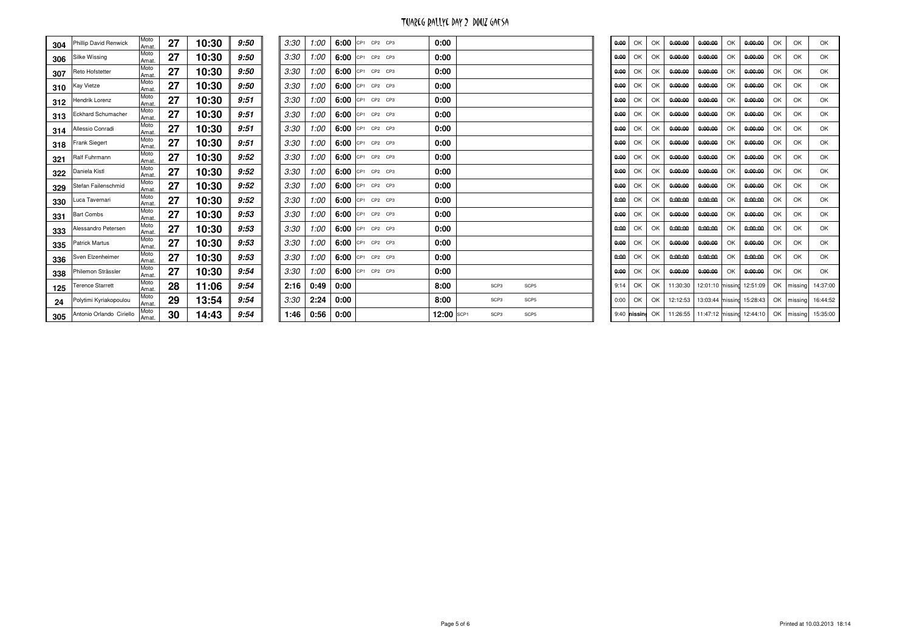# TUAREG RALLYE DAY 2 DOUZ GAFSA

| | | | | | | | | | | | | | | | | | | | | | | |
|---|---|---|---|---|---|---|---|---|---|---|---|---|---|---|---|---|---|---|---|---|---|---|
| 304 | Phillip David Renwick | Moto Amat. | 27 | 10:30 | 9:50 | 3:30 | 1:00 | 6:00 | CP1 CP2 CP3 | 0:00 | | 0:00 | OK | OK | 0:00:00 | 0:00:00 | OK | 0:00:00 | OK | OK | OK |
| 306 | Silke Wissing | Moto Amat. | 27 | 10:30 | 9:50 | 3:30 | 1:00 | 6:00 | CP1 CP2 CP3 | 0:00 | | 0:00 | OK | OK | 0:00:00 | 0:00:00 | OK | 0:00:00 | OK | OK | OK |
| 307 | Reto Hofstetter | Moto Amat. | 27 | 10:30 | 9:50 | 3:30 | 1:00 | 6:00 | CP1 CP2 CP3 | 0:00 | | 0:00 | OK | OK | 0:00:00 | 0:00:00 | OK | 0:00:00 | OK | OK | OK |
| 310 | Kay Vietze | Moto Amat. | 27 | 10:30 | 9:50 | 3:30 | 1:00 | 6:00 | CP1 CP2 CP3 | 0:00 | | 0:00 | OK | OK | 0:00:00 | 0:00:00 | OK | 0:00:00 | OK | OK | OK |
| 312 | Hendrik Lorenz | Moto Amat. | 27 | 10:30 | 9:51 | 3:30 | 1:00 | 6:00 | CP1 CP2 CP3 | 0:00 | | 0:00 | OK | OK | 0:00:00 | 0:00:00 | OK | 0:00:00 | OK | OK | OK |
| 313 | Eckhard Schumacher | Moto Amat. | 27 | 10:30 | 9:51 | 3:30 | 1:00 | 6:00 | CP1 CP2 CP3 | 0:00 | | 0:00 | OK | OK | 0:00:00 | 0:00:00 | OK | 0:00:00 | OK | OK | OK |
| 314 | Allessio Conradi | Moto Amat. | 27 | 10:30 | 9:51 | 3:30 | 1:00 | 6:00 | CP1 CP2 CP3 | 0:00 | | 0:00 | OK | OK | 0:00:00 | 0:00:00 | OK | 0:00:00 | OK | OK | OK |
| 318 | Frank Siegert | Moto Amat. | 27 | 10:30 | 9:51 | 3:30 | 1:00 | 6:00 | CP1 CP2 CP3 | 0:00 | | 0:00 | OK | OK | 0:00:00 | 0:00:00 | OK | 0:00:00 | OK | OK | OK |
| 321 | Ralf Fuhrmann | Moto Amat. | 27 | 10:30 | 9:52 | 3:30 | 1:00 | 6:00 | CP1 CP2 CP3 | 0:00 | | 0:00 | OK | OK | 0:00:00 | 0:00:00 | OK | 0:00:00 | OK | OK | OK |
| 322 | Daniela Kistl | Moto Amat. | 27 | 10:30 | 9:52 | 3:30 | 1:00 | 6:00 | CP1 CP2 CP3 | 0:00 | | 0:00 | OK | OK | 0:00:00 | 0:00:00 | OK | 0:00:00 | OK | OK | OK |
| 329 | Stefan Failenschmid | Moto Amat. | 27 | 10:30 | 9:52 | 3:30 | 1:00 | 6:00 | CP1 CP2 CP3 | 0:00 | | 0:00 | OK | OK | 0:00:00 | 0:00:00 | OK | 0:00:00 | OK | OK | OK |
| 330 | Luca Tavernari | Moto Amat. | 27 | 10:30 | 9:52 | 3:30 | 1:00 | 6:00 | CP1 CP2 CP3 | 0:00 | | 0:00 | OK | OK | 0:00:00 | 0:00:00 | OK | 0:00:00 | OK | OK | OK |
| 331 | Bart Combs | Moto Amat. | 27 | 10:30 | 9:53 | 3:30 | 1:00 | 6:00 | CP1 CP2 CP3 | 0:00 | | 0:00 | OK | OK | 0:00:00 | 0:00:00 | OK | 0:00:00 | OK | OK | OK |
| 333 | Alessandro Petersen | Moto Amat. | 27 | 10:30 | 9:53 | 3:30 | 1:00 | 6:00 | CP1 CP2 CP3 | 0:00 | | 0:00 | OK | OK | 0:00:00 | 0:00:00 | OK | 0:00:00 | OK | OK | OK |
| 335 | Patrick Martus | Moto Amat. | 27 | 10:30 | 9:53 | 3:30 | 1:00 | 6:00 | CP1 CP2 CP3 | 0:00 | | 0:00 | OK | OK | 0:00:00 | 0:00:00 | OK | 0:00:00 | OK | OK | OK |
| 336 | Sven Elzenheimer | Moto Amat. | 27 | 10:30 | 9:53 | 3:30 | 1:00 | 6:00 | CP1 CP2 CP3 | 0:00 | | 0:00 | OK | OK | 0:00:00 | 0:00:00 | OK | 0:00:00 | OK | OK | OK |
| 338 | Philemon Strässler | Moto Amat. | 27 | 10:30 | 9:54 | 3:30 | 1:00 | 6:00 | CP1 CP2 CP3 | 0:00 | | 0:00 | OK | OK | 0:00:00 | 0:00:00 | OK | 0:00:00 | OK | OK | OK |
| 125 | Terence Starrett | Moto Amat. | 28 | 11:06 | 9:54 | 2:16 | 0:49 | 0:00 | | 8:00 | SCP3 SCP5 | 9:14 | OK | OK | 11:30:30 | 12:01:10 | missing | 12:51:09 | OK | missing | 14:37:00 |
| 24 | Polytimi Kyriakopoulou | Moto Amat. | 29 | 13:54 | 9:54 | 3:30 | 2:24 | 0:00 | | 8:00 | SCP3 SCP5 | 0:00 | OK | OK | 12:12:53 | 13:03:44 | missing | 15:28:43 | OK | missing | 16:44:52 |
| 305 | Antonio Orlando Ciriello | Moto Amat. | 30 | 14:43 | 9:54 | 1:46 | 0:56 | 0:00 | | 12:00 | SCP1 SCP3 SCP5 | 9:40 | missing | OK | 11:26:55 | 11:47:12 | missing | 12:44:10 | OK | missing | 15:35:00 |

Printed at 10.03.2013 18:14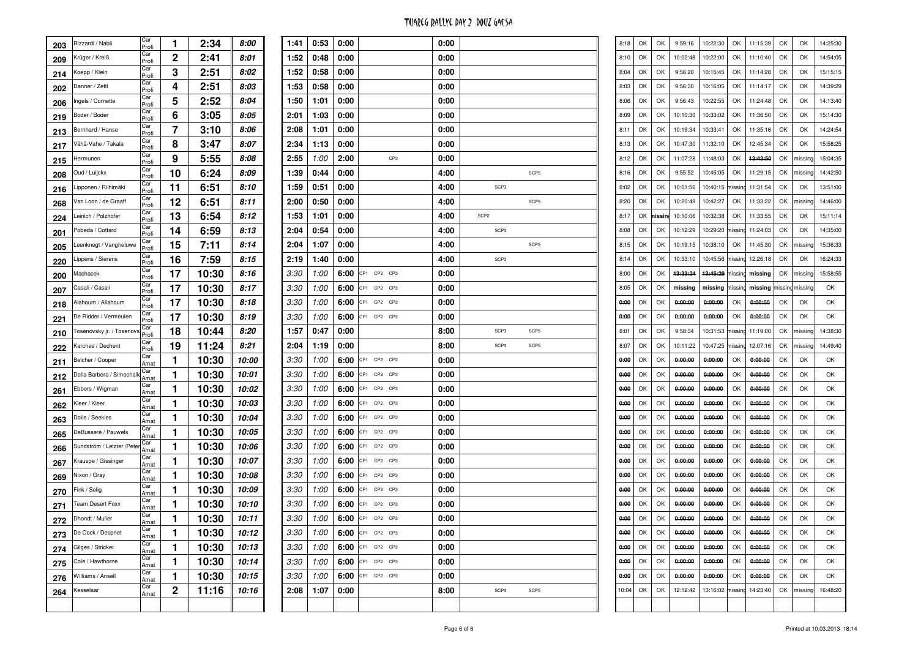# TUAREG RALLYE DAY 2 DOUZ GAFSA

| | | | | | | | | | | | | | | | | | | | | | |
|---|---|---|---|---|---|---|---|---|---|---|---|---|---|---|---|---|---|---|---|---|---|
| 203 | Rizzardi / Nabli | Car Profi | 1 | 2:34 | 8:00 | 1:41 | 0:53 | 0:00 | | 0:00 | | 8:18 | OK | OK | 9:59:16 | 10:22:30 | OK | 11:15:39 | OK | OK | 14:25:30 |
| 209 | Krüger / Kreiß | Car Profi | 2 | 2:41 | 8:01 | 1:52 | 0:48 | 0:00 | | 0:00 | | 8:10 | OK | OK | 10:02:48 | 10:22:00 | OK | 11:10:40 | OK | OK | 14:54:05 |
| 214 | Koepp / Klein | Car Profi | 3 | 2:51 | 8:02 | 1:52 | 0:58 | 0:00 | | 0:00 | | 8:04 | OK | OK | 9:56:20 | 10:15:45 | OK | 11:14:28 | OK | OK | 15:15:15 |
| 202 | Danner / Zettl | Car Profi | 4 | 2:51 | 8:03 | 1:53 | 0:58 | 0:00 | | 0:00 | | 8:03 | OK | OK | 9:56:30 | 10:16:05 | OK | 11:14:17 | OK | OK | 14:39:29 |
| 206 | Ingels / Cornette | Car Profi | 5 | 2:52 | 8:04 | 1:50 | 1:01 | 0:00 | | 0:00 | | 8:06 | OK | OK | 9:56:43 | 10:22:55 | OK | 11:24:48 | OK | OK | 14:13:40 |
| 219 | Boder / Boder | Car Profi | 6 | 3:05 | 8:05 | 2:01 | 1:03 | 0:00 | | 0:00 | | 8:09 | OK | OK | 10:10:30 | 10:33:02 | OK | 11:36:50 | OK | OK | 15:14:30 |
| 213 | Bernhard / Hanse | Car Profi | 7 | 3:10 | 8:06 | 2:08 | 1:01 | 0:00 | | 0:00 | | 8:11 | OK | OK | 10:19:34 | 10:33:41 | OK | 11:35:16 | OK | OK | 14:24:54 |
| 217 | Vähä-Vahe / Takala | Car Profi | 8 | 3:47 | 8:07 | 2:34 | 1:13 | 0:00 | | 0:00 | | 8:13 | OK | OK | 10:47:30 | 11:32:10 | OK | 12:45:34 | OK | OK | 15:58:25 |
| 215 | Hermunen | Car Profi | 9 | 5:55 | 8:08 | 2:55 | 1:00 | 2:00 | CP3 | 0:00 | | 8:12 | OK | OK | 11:07:28 | 11:48:03 | OK | ~~13:43:50~~ | OK | missing | 15:04:35 |
| 208 | Oud / Luijckx | Car Profi | 10 | 6:24 | 8:09 | 1:39 | 0:44 | 0:00 | | 4:00 | SCP5 | 8:16 | OK | OK | 9:55:52 | 10:45:05 | OK | 11:29:15 | OK | missing | 14:42:50 |
| 216 | Lipponen / Riihimäki | Car Profi | 11 | 6:51 | 8:10 | 1:59 | 0:51 | 0:00 | | 4:00 | SCP3 | 8:02 | OK | OK | 10:01:56 | 10:40:15 | missing | 11:31:54 | OK | OK | 13:51:00 |
| 268 | Van Loon / de Graaff | Car Profi | 12 | 6:51 | 8:11 | 2:00 | 0:50 | 0:00 | | 4:00 | SCP5 | 8:20 | OK | OK | 10:20:49 | 10:42:27 | OK | 11:33:22 | OK | missing | 14:46:00 |
| 224 | Leinich / Polzhofer | Car Profi | 13 | 6:54 | 8:12 | 1:53 | 1:01 | 0:00 | | 4:00 | SCP2 | 8:17 | OK | missing | 10:10:06 | 10:32:38 | OK | 11:33:55 | OK | OK | 15:11:14 |
| 201 | Pobeda / Cottard | Car Profi | 14 | 6:59 | 8:13 | 2:04 | 0:54 | 0:00 | | 4:00 | SCP3 | 8:08 | OK | OK | 10:12:29 | 10:29:20 | missing | 11:24:03 | OK | OK | 14:35:00 |
| 205 | Leenknegt / Vangheluwe | Car Profi | 15 | 7:11 | 8:14 | 2:04 | 1:07 | 0:00 | | 4:00 | SCP5 | 8:15 | OK | OK | 10:19:15 | 10:38:10 | OK | 11:45:30 | OK | missing | 15:36:33 |
| 220 | Lippens / Sierens | Car Profi | 16 | 7:59 | 8:15 | 2:19 | 1:40 | 0:00 | | 4:00 | SCP3 | 8:14 | OK | OK | 10:33:10 | 10:45:56 | missing | 12:26:18 | OK | OK | 16:24:33 |
| 200 | Machacek | Car Profi | 17 | 10:30 | 8:16 | 3:30 | 1:00 | 6:00 | CP1 CP2 CP3 | 0:00 | | 8:00 | OK | OK | ~~13:33:24~~ | ~~13:45:29~~ | missing | missing | OK | missing | 15:58:55 |
| 207 | Casali / Casali | Car Profi | 17 | 10:30 | 8:17 | 3:30 | 1:00 | 6:00 | CP1 CP2 CP3 | 0:00 | | 8:05 | OK | OK | missing | missing | missing | missing | missing | missing | OK |
| 218 | Alahoum / Allahoum | Car Profi | 17 | 10:30 | 8:18 | 3:30 | 1:00 | 6:00 | CP1 CP2 CP3 | 0:00 | | ~~0:00~~ | OK | OK | ~~0:00:00~~ | ~~0:00:00~~ | OK | ~~0:00:00~~ | OK | OK | OK |
| 221 | De Ridder / Vermeulen | Car Profi | 17 | 10:30 | 8:19 | 3:30 | 1:00 | 6:00 | CP1 CP2 CP3 | 0:00 | | ~~0:00~~ | OK | OK | ~~0:00:00~~ | ~~0:00:00~~ | OK | ~~0:00:00~~ | OK | OK | OK |
| 210 | Tosenovsky jr. / Tosenovs | Car Profi | 18 | 10:44 | 8:20 | 1:57 | 0:47 | 0:00 | | 8:00 | SCP3 SCP5 | 8:01 | OK | OK | 9:58:34 | 10:31:53 | missing | 11:19:00 | OK | missing | 14:38:30 |
| 222 | Karches / Dechent | Car Profi | 19 | 11:24 | 8:21 | 2:04 | 1:19 | 0:00 | | 8:00 | SCP3 SCP5 | 8:07 | OK | OK | 10:11:22 | 10:47:25 | missing | 12:07:16 | OK | missing | 14:49:40 |
| 211 | Belcher / Cooper | Car Amat | 1 | 10:30 | 10:00 | 3:30 | 1:00 | 6:00 | CP1 CP2 CP3 | 0:00 | | ~~0:00~~ | OK | OK | ~~0:00:00~~ | ~~0:00:00~~ | OK | ~~0:00:00~~ | OK | OK | OK |
| 212 | Della Barbera / Simechalle | Car Amat | 1 | 10:30 | 10:01 | 3:30 | 1:00 | 6:00 | CP1 CP2 CP3 | 0:00 | | ~~0:00~~ | OK | OK | ~~0:00:00~~ | ~~0:00:00~~ | OK | ~~0:00:00~~ | OK | OK | OK |
| 261 | Ebbers / Wigman | Car Amat | 1 | 10:30 | 10:02 | 3:30 | 1:00 | 6:00 | CP1 CP2 CP3 | 0:00 | | ~~0:00~~ | OK | OK | ~~0:00:00~~ | ~~0:00:00~~ | OK | ~~0:00:00~~ | OK | OK | OK |
| 262 | Kleer / Kleer | Car Amat | 1 | 10:30 | 10:03 | 3:30 | 1:00 | 6:00 | CP1 CP2 CP3 | 0:00 | | ~~0:00~~ | OK | OK | ~~0:00:00~~ | ~~0:00:00~~ | OK | ~~0:00:00~~ | OK | OK | OK |
| 263 | Dolle / Seekles | Car Amat | 1 | 10:30 | 10:04 | 3:30 | 1:00 | 6:00 | CP1 CP2 CP3 | 0:00 | | ~~0:00~~ | OK | OK | ~~0:00:00~~ | ~~0:00:00~~ | OK | ~~0:00:00~~ | OK | OK | OK |
| 265 | DeBusseré / Pauwels | Car Amat | 1 | 10:30 | 10:05 | 3:30 | 1:00 | 6:00 | CP1 CP2 CP3 | 0:00 | | ~~0:00~~ | OK | OK | ~~0:00:00~~ | ~~0:00:00~~ | OK | ~~0:00:00~~ | OK | OK | OK |
| 266 | Sundström / Letzter /Peter | Car Amat | 1 | 10:30 | 10:06 | 3:30 | 1:00 | 6:00 | CP1 CP2 CP3 | 0:00 | | ~~0:00~~ | OK | OK | ~~0:00:00~~ | ~~0:00:00~~ | OK | ~~0:00:00~~ | OK | OK | OK |
| 267 | Krauspe / Gissinger | Car Amat | 1 | 10:30 | 10:07 | 3:30 | 1:00 | 6:00 | CP1 CP2 CP3 | 0:00 | | ~~0:00~~ | OK | OK | ~~0:00:00~~ | ~~0:00:00~~ | OK | ~~0:00:00~~ | OK | OK | OK |
| 269 | Nixon / Gray | Car Amat | 1 | 10:30 | 10:08 | 3:30 | 1:00 | 6:00 | CP1 CP2 CP3 | 0:00 | | ~~0:00~~ | OK | OK | ~~0:00:00~~ | ~~0:00:00~~ | OK | ~~0:00:00~~ | OK | OK | OK |
| 270 | Fink / Selig | Car Amat | 1 | 10:30 | 10:09 | 3:30 | 1:00 | 6:00 | CP1 CP2 CP3 | 0:00 | | ~~0:00~~ | OK | OK | ~~0:00:00~~ | ~~0:00:00~~ | OK | ~~0:00:00~~ | OK | OK | OK |
| 271 | Team Desert Foxx | Car Amat | 1 | 10:30 | 10:10 | 3:30 | 1:00 | 6:00 | CP1 CP2 CP3 | 0:00 | | ~~0:00~~ | OK | OK | ~~0:00:00~~ | ~~0:00:00~~ | OK | ~~0:00:00~~ | OK | OK | OK |
| 272 | Dhondt / Mulier | Car Amat | 1 | 10:30 | 10:11 | 3:30 | 1:00 | 6:00 | CP1 CP2 CP3 | 0:00 | | ~~0:00~~ | OK | OK | ~~0:00:00~~ | ~~0:00:00~~ | OK | ~~0:00:00~~ | OK | OK | OK |
| 273 | De Cock / Despriet | Car Amat | 1 | 10:30 | 10:12 | 3:30 | 1:00 | 6:00 | CP1 CP2 CP3 | 0:00 | | ~~0:00~~ | OK | OK | ~~0:00:00~~ | ~~0:00:00~~ | OK | ~~0:00:00~~ | OK | OK | OK |
| 274 | Gilges / Stricker | Car Amat | 1 | 10:30 | 10:13 | 3:30 | 1:00 | 6:00 | CP1 CP2 CP3 | 0:00 | | ~~0:00~~ | OK | OK | ~~0:00:00~~ | ~~0:00:00~~ | OK | ~~0:00:00~~ | OK | OK | OK |
| 275 | Cole / Hawthorne | Car Amat | 1 | 10:30 | 10:14 | 3:30 | 1:00 | 6:00 | CP1 CP2 CP3 | 0:00 | | ~~0:00~~ | OK | OK | ~~0:00:00~~ | ~~0:00:00~~ | OK | ~~0:00:00~~ | OK | OK | OK |
| 276 | Williams / Ansell | Car Amat | 1 | 10:30 | 10:15 | 3:30 | 1:00 | 6:00 | CP1 CP2 CP3 | 0:00 | | ~~0:00~~ | OK | OK | ~~0:00:00~~ | ~~0:00:00~~ | OK | ~~0:00:00~~ | OK | OK | OK |
| 264 | Kesselaar | Car Amat | 2 | 11:16 | 10:16 | 2:08 | 1:07 | 0:00 | | 8:00 | SCP3 SCP5 | 10:04 | OK | OK | 12:12:42 | 13:16:02 | missing | 14:23:40 | OK | missing | 16:48:20 |